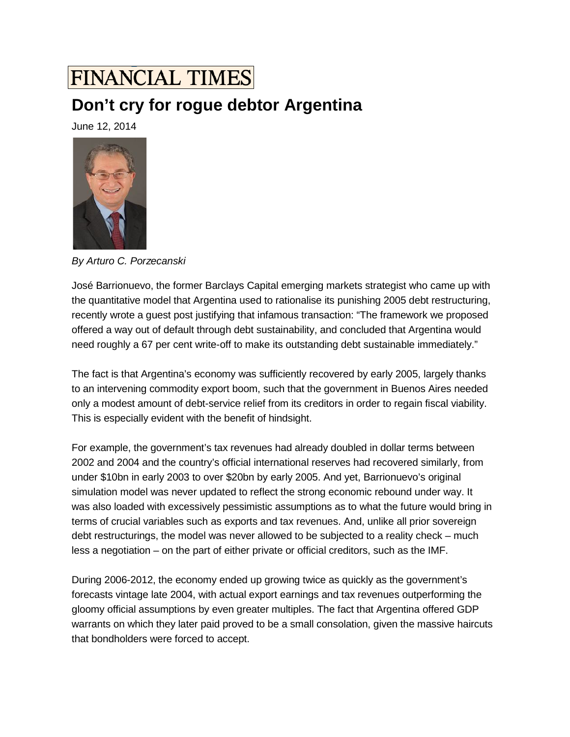FINANCIAL TIMES

# Don’t cry for rogue debtor Argentina

June 12, 2014

*By Arturo C. Porzecanski*

José Barrionuevo, the former Barclays Capital emerging markets strategist who came up with the quantitative model that Argentina used to rationalise its punishing 2005 debt restructuring, recently wrote a guest post justifying that infamous transaction: “The framework we proposed offered a way out of default through debt sustainability, and concluded that Argentina would need roughly a 67 per cent write-off to make its outstanding debt sustainable immediately.”

The fact is that Argentina’s economy was sufficiently recovered by early 2005, largely thanks to an intervening commodity export boom, such that the government in Buenos Aires needed only a modest amount of debt-service relief from its creditors in order to regain fiscal viability. This is especially evident with the benefit of hindsight.

For example, the government’s tax revenues had already doubled in dollar terms between 2002 and 2004 and the country’s official international reserves had recovered similarly, from under $10bn in early 2003 to over $20bn by early 2005. And yet, Barrionuevo’s original simulation model was never updated to reflect the strong economic rebound under way. It was also loaded with excessively pessimistic assumptions as to what the future would bring in terms of crucial variables such as exports and tax revenues. And, unlike all prior sovereign debt restructurings, the model was never allowed to be subjected to a reality check – much less a negotiation – on the part of either private or official creditors, such as the IMF.

During 2006-2012, the economy ended up growing twice as quickly as the government’s forecasts vintage late 2004, with actual export earnings and tax revenues outperforming the gloomy official assumptions by even greater multiples. The fact that Argentina offered GDP warrants on which they later paid proved to be a small consolation, given the massive haircuts that bondholders were forced to accept.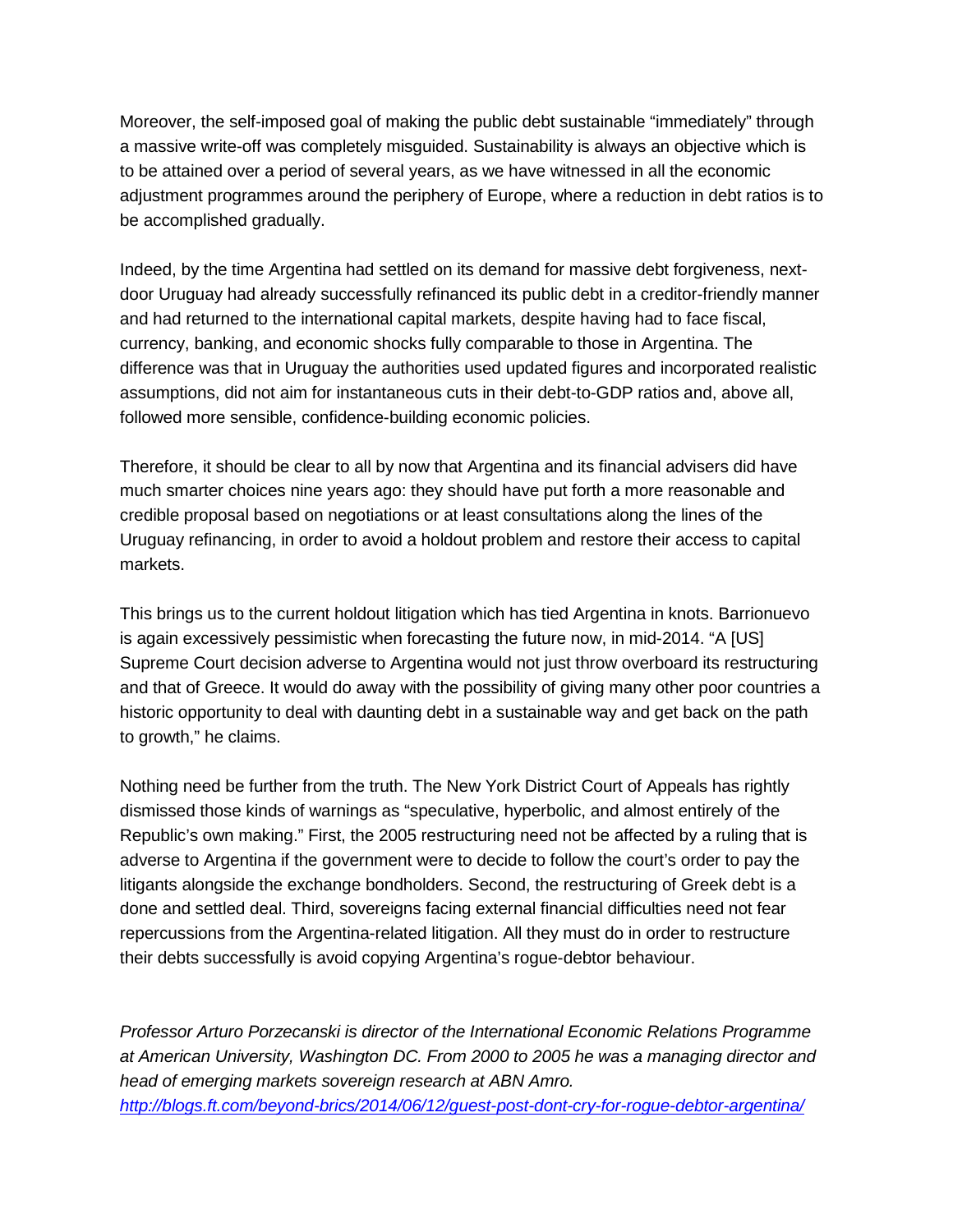Moreover, the self-imposed goal of making the public debt sustainable "immediately" through a massive write-off was completely misguided. Sustainability is always an objective which is to be attained over a period of several years, as we have witnessed in all the economic adjustment programmes around the periphery of Europe, where a reduction in debt ratios is to be accomplished gradually.

Indeed, by the time Argentina had settled on its demand for massive debt forgiveness, next-door Uruguay had already successfully refinanced its public debt in a creditor-friendly manner and had returned to the international capital markets, despite having had to face fiscal, currency, banking, and economic shocks fully comparable to those in Argentina. The difference was that in Uruguay the authorities used updated figures and incorporated realistic assumptions, did not aim for instantaneous cuts in their debt-to-GDP ratios and, above all, followed more sensible, confidence-building economic policies.

Therefore, it should be clear to all by now that Argentina and its financial advisers did have much smarter choices nine years ago: they should have put forth a more reasonable and credible proposal based on negotiations or at least consultations along the lines of the Uruguay refinancing, in order to avoid a holdout problem and restore their access to capital markets.

This brings us to the current holdout litigation which has tied Argentina in knots. Barrionuevo is again excessively pessimistic when forecasting the future now, in mid-2014. "A [US] Supreme Court decision adverse to Argentina would not just throw overboard its restructuring and that of Greece. It would do away with the possibility of giving many other poor countries a historic opportunity to deal with daunting debt in a sustainable way and get back on the path to growth," he claims.

Nothing need be further from the truth. The New York District Court of Appeals has rightly dismissed those kinds of warnings as "speculative, hyperbolic, and almost entirely of the Republic's own making." First, the 2005 restructuring need not be affected by a ruling that is adverse to Argentina if the government were to decide to follow the court's order to pay the litigants alongside the exchange bondholders. Second, the restructuring of Greek debt is a done and settled deal. Third, sovereigns facing external financial difficulties need not fear repercussions from the Argentina-related litigation. All they must do in order to restructure their debts successfully is avoid copying Argentina's rogue-debtor behaviour.

*Professor Arturo Porzecanski is director of the International Economic Relations Programme at American University, Washington DC. From 2000 to 2005 he was a managing director and head of emerging markets sovereign research at ABN Amro.*
*http://blogs.ft.com/beyond-brics/2014/06/12/guest-post-dont-cry-for-rogue-debtor-argentina/*